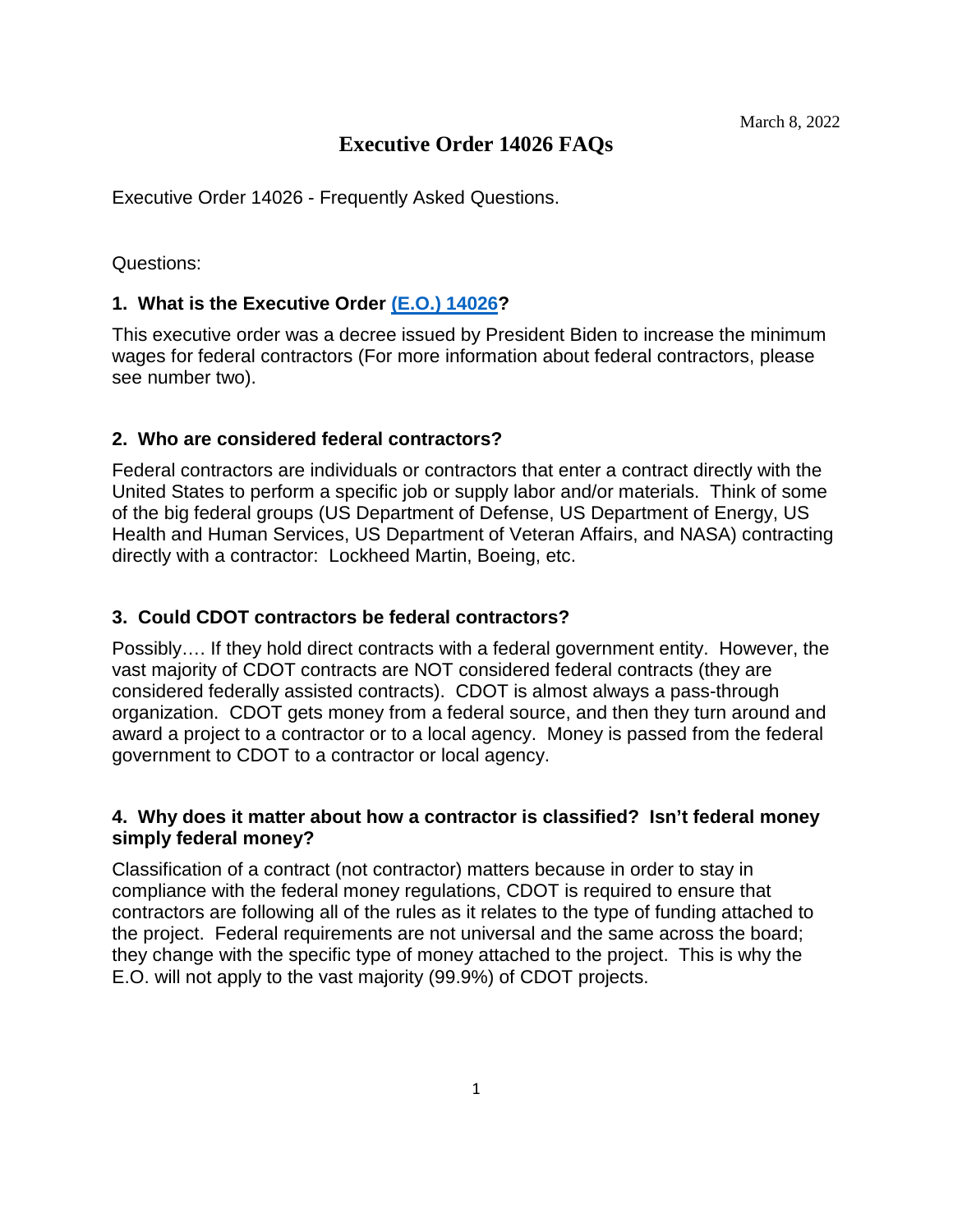March 8, 2022

# Executive Order 14026 FAQs

Executive Order 14026 - Frequently Asked Questions.

Questions:

### 1. What is the Executive Order (E.O.) 14026?

This executive order was a decree issued by President Biden to increase the minimum wages for federal contractors (For more information about federal contractors, please see number two).

### 2. Who are considered federal contractors?

Federal contractors are individuals or contractors that enter a contract directly with the United States to perform a specific job or supply labor and/or materials. Think of some of the big federal groups (US Department of Defense, US Department of Energy, US Health and Human Services, US Department of Veteran Affairs, and NASA) contracting directly with a contractor: Lockheed Martin, Boeing, etc.

### 3. Could CDOT contractors be federal contractors?

Possibly…. If they hold direct contracts with a federal government entity. However, the vast majority of CDOT contracts are NOT considered federal contracts (they are considered federally assisted contracts). CDOT is almost always a pass-through organization. CDOT gets money from a federal source, and then they turn around and award a project to a contractor or to a local agency. Money is passed from the federal government to CDOT to a contractor or local agency.

### 4. Why does it matter about how a contractor is classified? Isn't federal money simply federal money?

Classification of a contract (not contractor) matters because in order to stay in compliance with the federal money regulations, CDOT is required to ensure that contractors are following all of the rules as it relates to the type of funding attached to the project. Federal requirements are not universal and the same across the board; they change with the specific type of money attached to the project. This is why the E.O. will not apply to the vast majority (99.9%) of CDOT projects.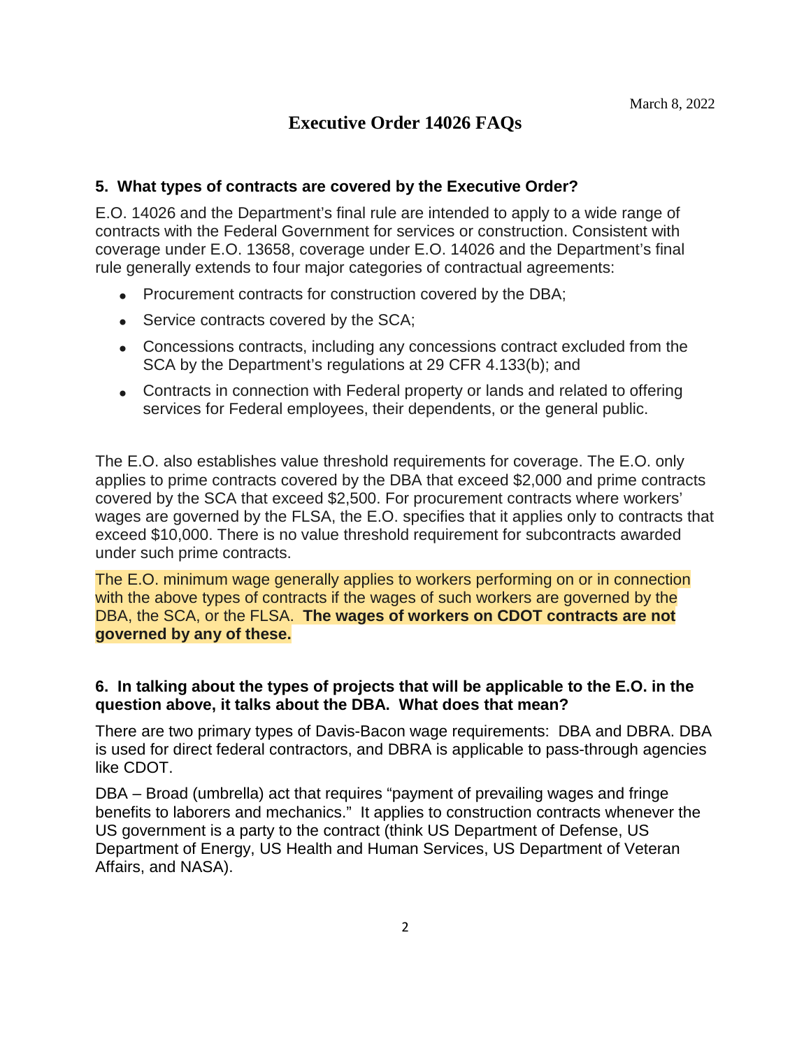March 8, 2022

# Executive Order 14026 FAQs

**5. What types of contracts are covered by the Executive Order?**

E.O. 14026 and the Department's final rule are intended to apply to a wide range of contracts with the Federal Government for services or construction. Consistent with coverage under E.O. 13658, coverage under E.O. 14026 and the Department's final rule generally extends to four major categories of contractual agreements:

- Procurement contracts for construction covered by the DBA;
- Service contracts covered by the SCA;
- Concessions contracts, including any concessions contract excluded from the SCA by the Department's regulations at 29 CFR 4.133(b); and
- Contracts in connection with Federal property or lands and related to offering services for Federal employees, their dependents, or the general public.

The E.O. also establishes value threshold requirements for coverage. The E.O. only applies to prime contracts covered by the DBA that exceed $2,000 and prime contracts covered by the SCA that exceed $2,500. For procurement contracts where workers' wages are governed by the FLSA, the E.O. specifies that it applies only to contracts that exceed $10,000. There is no value threshold requirement for subcontracts awarded under such prime contracts.

The E.O. minimum wage generally applies to workers performing on or in connection with the above types of contracts if the wages of such workers are governed by the DBA, the SCA, or the FLSA. **The wages of workers on CDOT contracts are not governed by any of these.**

**6. In talking about the types of projects that will be applicable to the E.O. in the question above, it talks about the DBA. What does that mean?**

There are two primary types of Davis-Bacon wage requirements: DBA and DBRA. DBA is used for direct federal contractors, and DBRA is applicable to pass-through agencies like CDOT.

DBA – Broad (umbrella) act that requires "payment of prevailing wages and fringe benefits to laborers and mechanics." It applies to construction contracts whenever the US government is a party to the contract (think US Department of Defense, US Department of Energy, US Health and Human Services, US Department of Veteran Affairs, and NASA).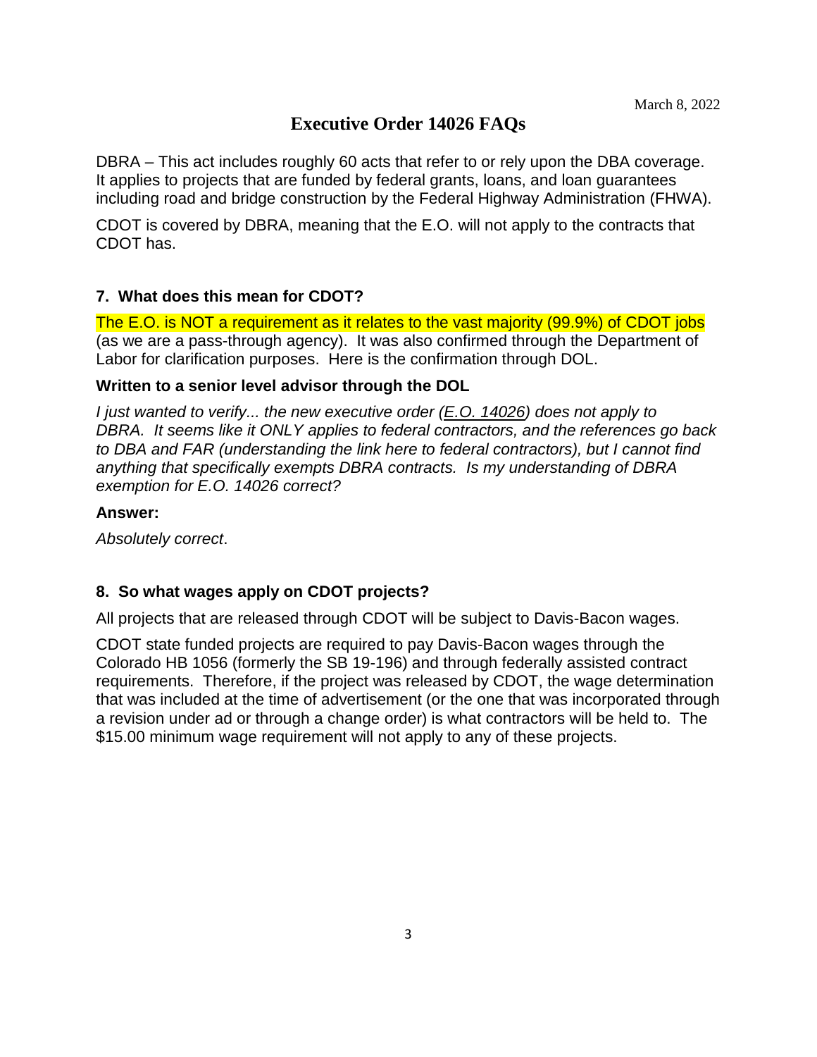March 8, 2022

# Executive Order 14026 FAQs

DBRA – This act includes roughly 60 acts that refer to or rely upon the DBA coverage. It applies to projects that are funded by federal grants, loans, and loan guarantees including road and bridge construction by the Federal Highway Administration (FHWA).

CDOT is covered by DBRA, meaning that the E.O. will not apply to the contracts that CDOT has.

### 7. What does this mean for CDOT?

The E.O. is NOT a requirement as it relates to the vast majority (99.9%) of CDOT jobs (as we are a pass-through agency). It was also confirmed through the Department of Labor for clarification purposes. Here is the confirmation through DOL.

**Written to a senior level advisor through the DOL**

*I just wanted to verify... the new executive order (E.O. 14026) does not apply to DBRA. It seems like it ONLY applies to federal contractors, and the references go back to DBA and FAR (understanding the link here to federal contractors), but I cannot find anything that specifically exempts DBRA contracts. Is my understanding of DBRA exemption for E.O. 14026 correct?*

**Answer:**

*Absolutely correct*.

### 8. So what wages apply on CDOT projects?

All projects that are released through CDOT will be subject to Davis-Bacon wages.

CDOT state funded projects are required to pay Davis-Bacon wages through the Colorado HB 1056 (formerly the SB 19-196) and through federally assisted contract requirements. Therefore, if the project was released by CDOT, the wage determination that was included at the time of advertisement (or the one that was incorporated through a revision under ad or through a change order) is what contractors will be held to. The $15.00 minimum wage requirement will not apply to any of these projects.